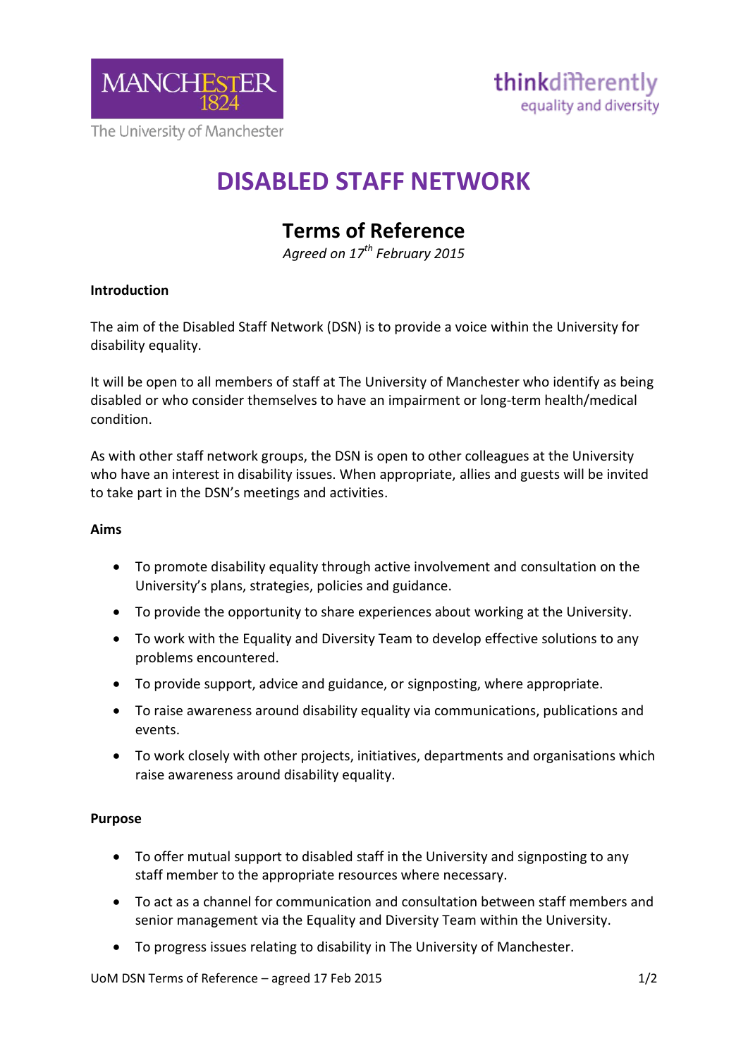# DISABLED STAFF NETWORK

## Terms of Reference

*Agreed on 17th February 2015*

**Introduction**

The aim of the Disabled Staff Network (DSN) is to provide a voice within the University for disability equality.

It will be open to all members of staff at The University of Manchester who identify as being disabled or who consider themselves to have an impairment or long-term health/medical condition.

As with other staff network groups, the DSN is open to other colleagues at the University who have an interest in disability issues. When appropriate, allies and guests will be invited to take part in the DSN's meetings and activities.

**Aims**

- To promote disability equality through active involvement and consultation on the University's plans, strategies, policies and guidance.
- To provide the opportunity to share experiences about working at the University.
- To work with the Equality and Diversity Team to develop effective solutions to any problems encountered.
- To provide support, advice and guidance, or signposting, where appropriate.
- To raise awareness around disability equality via communications, publications and events.
- To work closely with other projects, initiatives, departments and organisations which raise awareness around disability equality.

**Purpose**

- To offer mutual support to disabled staff in the University and signposting to any staff member to the appropriate resources where necessary.
- To act as a channel for communication and consultation between staff members and senior management via the Equality and Diversity Team within the University.
- To progress issues relating to disability in The University of Manchester.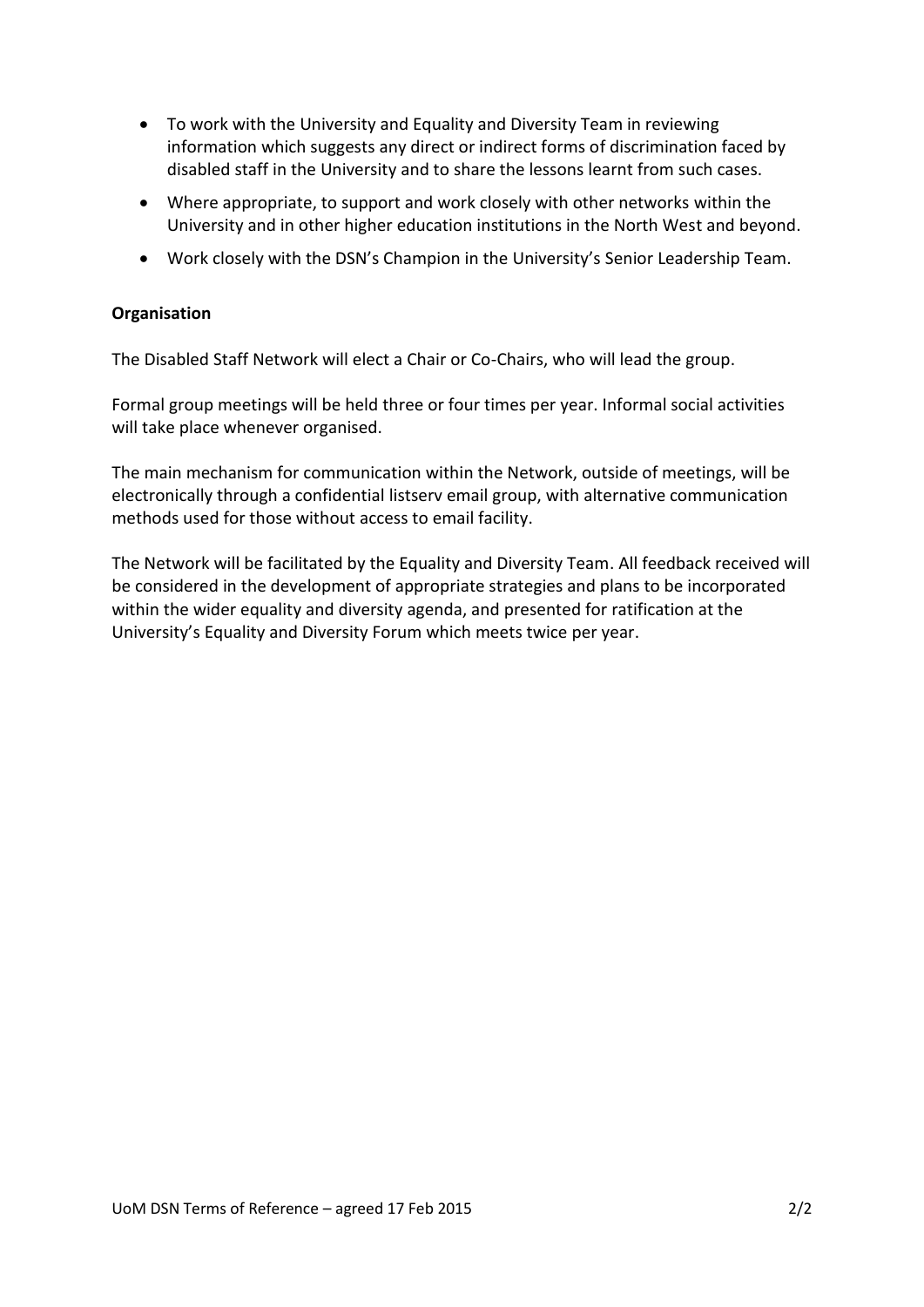- To work with the University and Equality and Diversity Team in reviewing information which suggests any direct or indirect forms of discrimination faced by disabled staff in the University and to share the lessons learnt from such cases.
- Where appropriate, to support and work closely with other networks within the University and in other higher education institutions in the North West and beyond.
- Work closely with the DSN's Champion in the University's Senior Leadership Team.

**Organisation**

The Disabled Staff Network will elect a Chair or Co-Chairs, who will lead the group.

Formal group meetings will be held three or four times per year. Informal social activities will take place whenever organised.

The main mechanism for communication within the Network, outside of meetings, will be electronically through a confidential listserv email group, with alternative communication methods used for those without access to email facility.

The Network will be facilitated by the Equality and Diversity Team. All feedback received will be considered in the development of appropriate strategies and plans to be incorporated within the wider equality and diversity agenda, and presented for ratification at the University's Equality and Diversity Forum which meets twice per year.